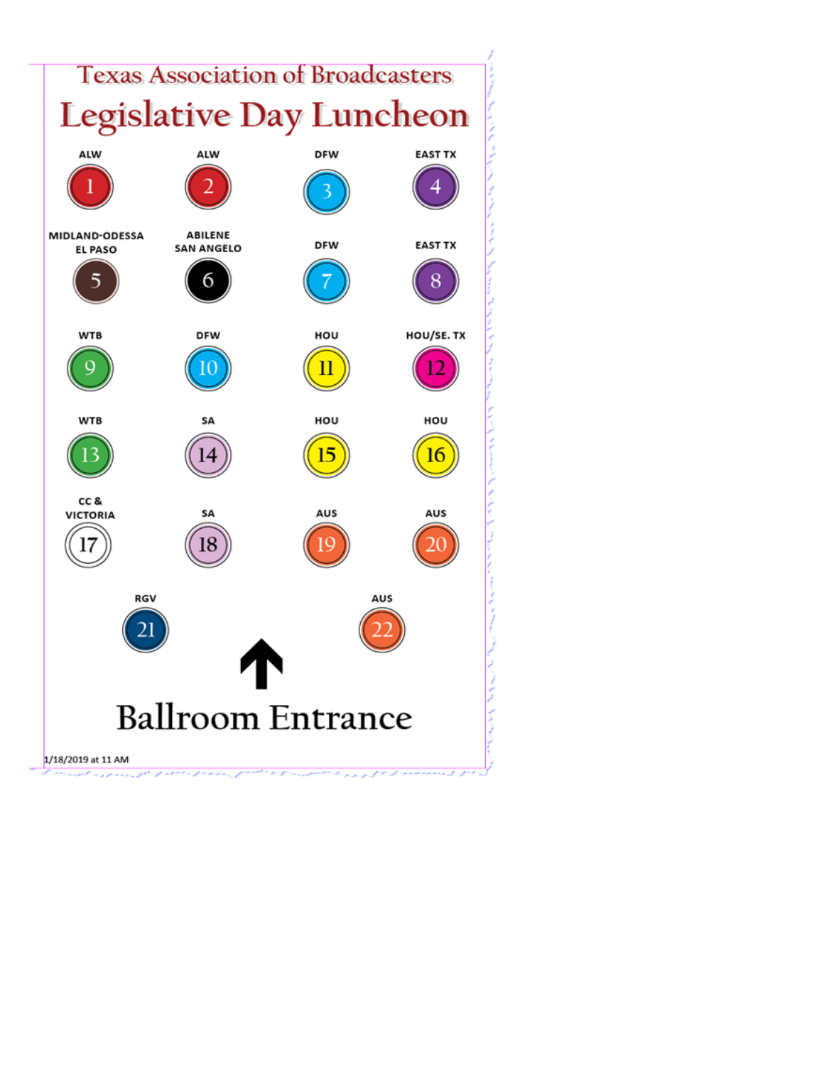# Texas Association of Broadcasters

## Legislative Day Luncheon

| | | | |
|---|---|---|---|
| ALW<br>1 | ALW<br>2 | DFW<br>3 | EAST TX<br>4 |
| MIDLAND-ODESSA<br>EL PASO<br>5 | ABILENE<br>SAN ANGELO<br>6 | DFW<br>7 | EAST TX<br>8 |
| WTB<br>9 | DFW<br>10 | HOU<br>11 | HOU/SE. TX<br>12 |
| WTB<br>13 | SA<br>14 | HOU<br>15 | HOU<br>16 |
| CC &<br>VICTORIA<br>17 | SA<br>18 | AUS<br>19 | AUS<br>20 |
| RGV<br>21 | | AUS<br>22 | |

↑

**Ballroom Entrance**

1/18/2019 at 11 AM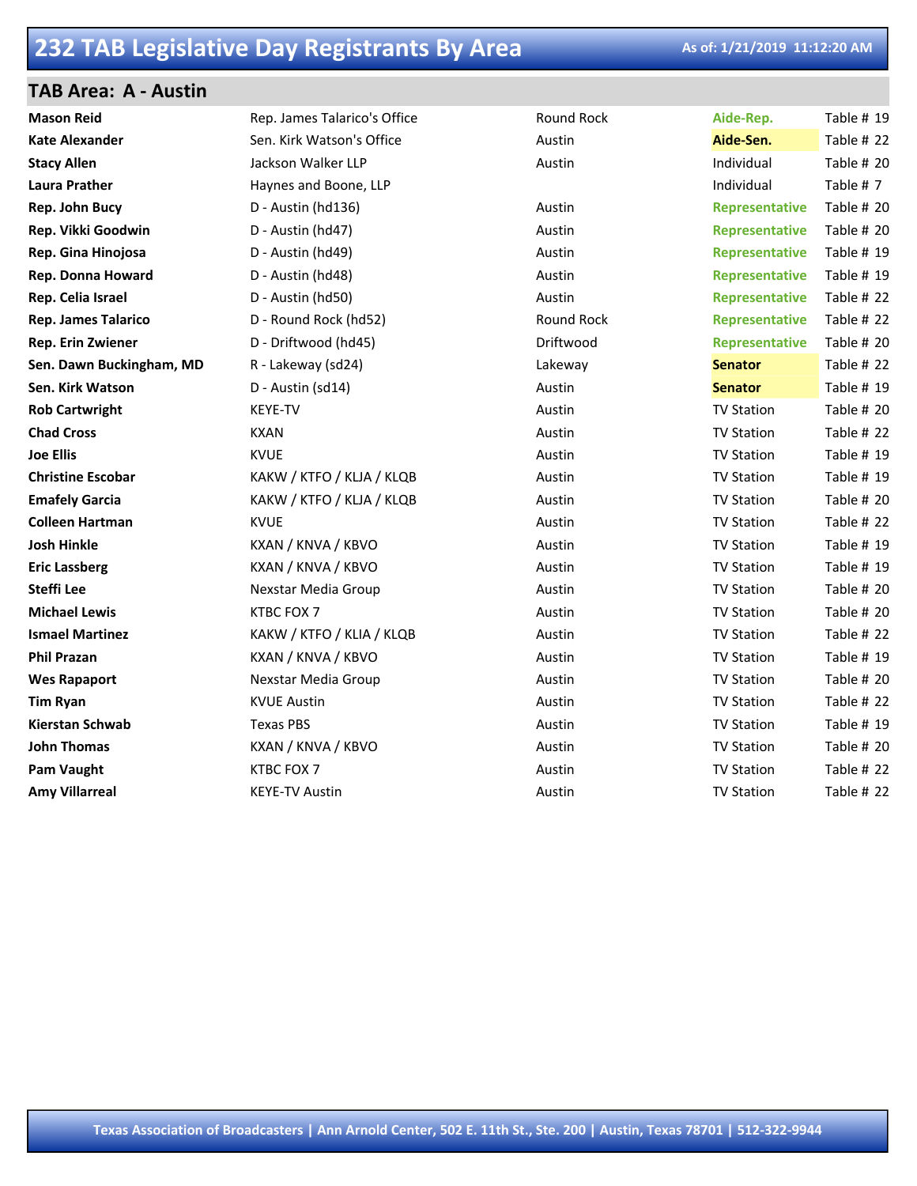# 232 TAB Legislative Day Registrants By Area

As of: 1/21/2019 11:12:20 AM

## TAB Area: A - Austin

| Name | Organization | City | Type | Table |
|---|---|---|---|---|
| **Mason Reid** | Rep. James Talarico's Office | Round Rock | **Aide-Rep.** | Table # 19 |
| **Kate Alexander** | Sen. Kirk Watson's Office | Austin | **Aide-Sen.** | Table # 22 |
| **Stacy Allen** | Jackson Walker LLP | Austin | Individual | Table # 20 |
| **Laura Prather** | Haynes and Boone, LLP | | Individual | Table # 7 |
| **Rep. John Bucy** | D - Austin (hd136) | Austin | **Representative** | Table # 20 |
| **Rep. Vikki Goodwin** | D - Austin (hd47) | Austin | **Representative** | Table # 20 |
| **Rep. Gina Hinojosa** | D - Austin (hd49) | Austin | **Representative** | Table # 19 |
| **Rep. Donna Howard** | D - Austin (hd48) | Austin | **Representative** | Table # 19 |
| **Rep. Celia Israel** | D - Austin (hd50) | Austin | **Representative** | Table # 22 |
| **Rep. James Talarico** | D - Round Rock (hd52) | Round Rock | **Representative** | Table # 22 |
| **Rep. Erin Zwiener** | D - Driftwood (hd45) | Driftwood | **Representative** | Table # 20 |
| **Sen. Dawn Buckingham, MD** | R - Lakeway (sd24) | Lakeway | **Senator** | Table # 22 |
| **Sen. Kirk Watson** | D - Austin (sd14) | Austin | **Senator** | Table # 19 |
| **Rob Cartwright** | KEYE-TV | Austin | TV Station | Table # 20 |
| **Chad Cross** | KXAN | Austin | TV Station | Table # 22 |
| **Joe Ellis** | KVUE | Austin | TV Station | Table # 19 |
| **Christine Escobar** | KAKW / KTFO / KLJA / KLQB | Austin | TV Station | Table # 19 |
| **Emafely Garcia** | KAKW / KTFO / KLJA / KLQB | Austin | TV Station | Table # 20 |
| **Colleen Hartman** | KVUE | Austin | TV Station | Table # 22 |
| **Josh Hinkle** | KXAN / KNVA / KBVO | Austin | TV Station | Table # 19 |
| **Eric Lassberg** | KXAN / KNVA / KBVO | Austin | TV Station | Table # 19 |
| **Steffi Lee** | Nexstar Media Group | Austin | TV Station | Table # 20 |
| **Michael Lewis** | KTBC FOX 7 | Austin | TV Station | Table # 20 |
| **Ismael Martinez** | KAKW / KTFO / KLIA / KLQB | Austin | TV Station | Table # 22 |
| **Phil Prazan** | KXAN / KNVA / KBVO | Austin | TV Station | Table # 19 |
| **Wes Rapaport** | Nexstar Media Group | Austin | TV Station | Table # 20 |
| **Tim Ryan** | KVUE Austin | Austin | TV Station | Table # 22 |
| **Kierstan Schwab** | Texas PBS | Austin | TV Station | Table # 19 |
| **John Thomas** | KXAN / KNVA / KBVO | Austin | TV Station | Table # 20 |
| **Pam Vaught** | KTBC FOX 7 | Austin | TV Station | Table # 22 |
| **Amy Villarreal** | KEYE-TV Austin | Austin | TV Station | Table # 22 |

Texas Association of Broadcasters | Ann Arnold Center, 502 E. 11th St., Ste. 200 | Austin, Texas 78701 | 512-322-9944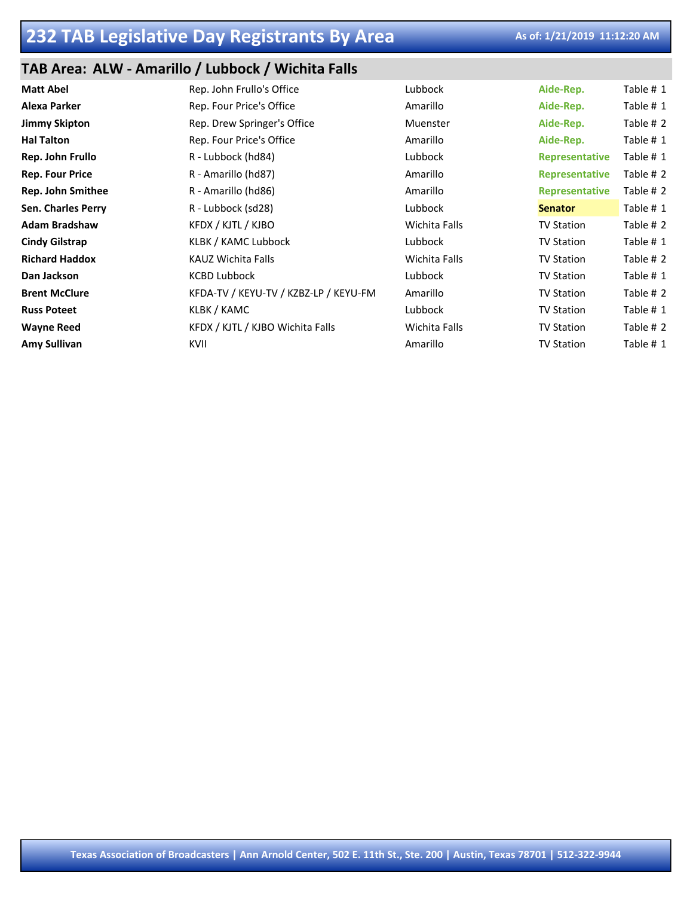# 232 TAB Legislative Day Registrants By Area

As of: 1/21/2019 11:12:20 AM

## TAB Area: ALW - Amarillo / Lubbock / Wichita Falls

| Name | Organization | City | Type | Table |
| --- | --- | --- | --- | --- |
| **Matt Abel** | Rep. John Frullo's Office | Lubbock | **Aide-Rep.** | Table # 1 |
| **Alexa Parker** | Rep. Four Price's Office | Amarillo | **Aide-Rep.** | Table # 1 |
| **Jimmy Skipton** | Rep. Drew Springer's Office | Muenster | **Aide-Rep.** | Table # 2 |
| **Hal Talton** | Rep. Four Price's Office | Amarillo | **Aide-Rep.** | Table # 1 |
| **Rep. John Frullo** | R - Lubbock (hd84) | Lubbock | **Representative** | Table # 1 |
| **Rep. Four Price** | R - Amarillo (hd87) | Amarillo | **Representative** | Table # 2 |
| **Rep. John Smithee** | R - Amarillo (hd86) | Amarillo | **Representative** | Table # 2 |
| **Sen. Charles Perry** | R - Lubbock (sd28) | Lubbock | **Senator** | Table # 1 |
| **Adam Bradshaw** | KFDX / KJTL / KJBO | Wichita Falls | TV Station | Table # 2 |
| **Cindy Gilstrap** | KLBK / KAMC Lubbock | Lubbock | TV Station | Table # 1 |
| **Richard Haddox** | KAUZ Wichita Falls | Wichita Falls | TV Station | Table # 2 |
| **Dan Jackson** | KCBD Lubbock | Lubbock | TV Station | Table # 1 |
| **Brent McClure** | KFDA-TV / KEYU-TV / KZBZ-LP / KEYU-FM | Amarillo | TV Station | Table # 2 |
| **Russ Poteet** | KLBK / KAMC | Lubbock | TV Station | Table # 1 |
| **Wayne Reed** | KFDX / KJTL / KJBO Wichita Falls | Wichita Falls | TV Station | Table # 2 |
| **Amy Sullivan** | KVII | Amarillo | TV Station | Table # 1 |

Texas Association of Broadcasters | Ann Arnold Center, 502 E. 11th St., Ste. 200 | Austin, Texas 78701 | 512-322-9944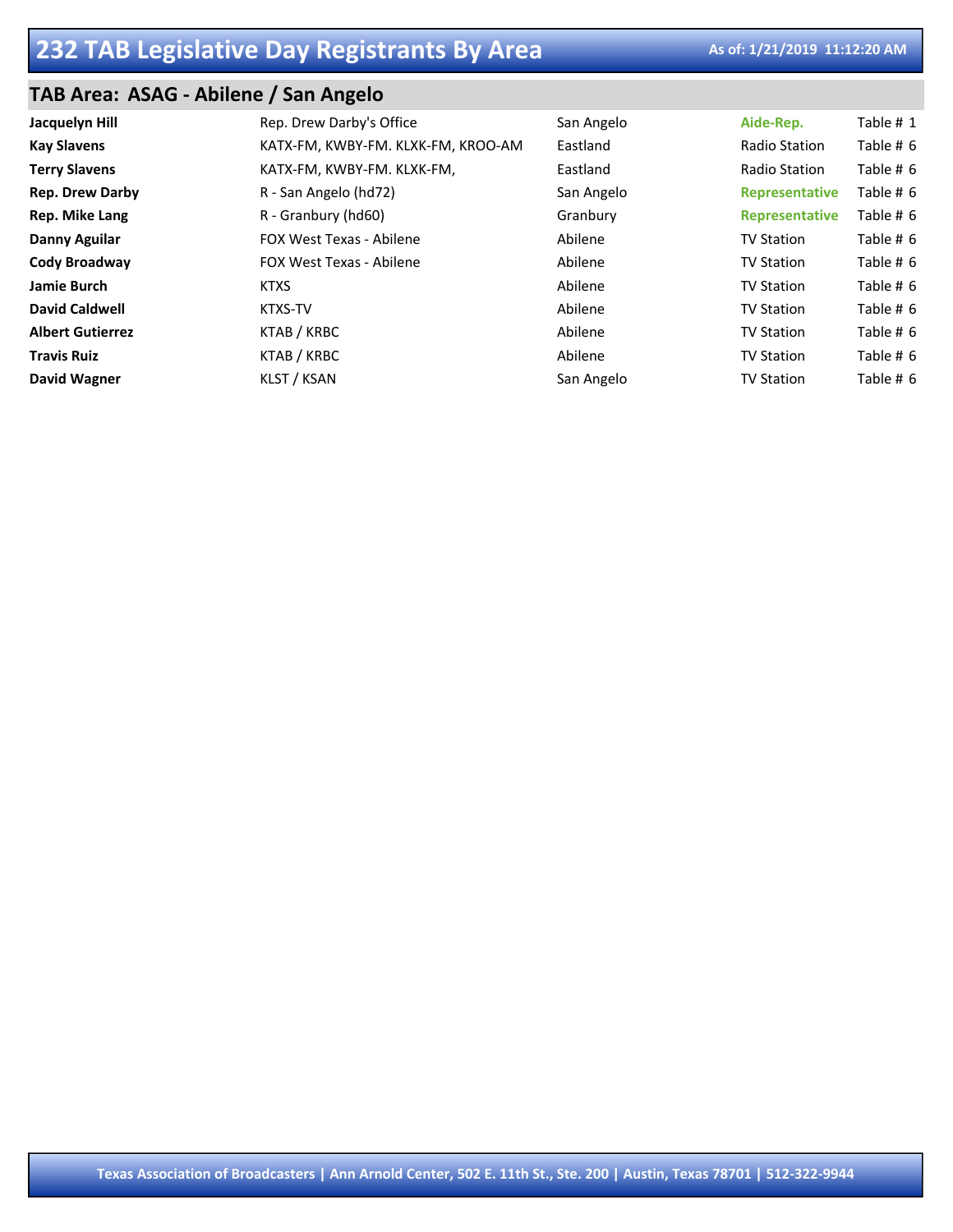# 232 TAB Legislative Day Registrants By Area

As of: 1/21/2019 11:12:20 AM

## TAB Area: ASAG - Abilene / San Angelo

| Name | Organization | City | Type | Table |
|---|---|---|---|---|
| **Jacquelyn Hill** | Rep. Drew Darby's Office | San Angelo | **Aide-Rep.** | Table # 1 |
| **Kay Slavens** | KATX-FM, KWBY-FM. KLXK-FM, KROO-AM | Eastland | Radio Station | Table # 6 |
| **Terry Slavens** | KATX-FM, KWBY-FM. KLXK-FM, | Eastland | Radio Station | Table # 6 |
| **Rep. Drew Darby** | R - San Angelo (hd72) | San Angelo | **Representative** | Table # 6 |
| **Rep. Mike Lang** | R - Granbury (hd60) | Granbury | **Representative** | Table # 6 |
| **Danny Aguilar** | FOX West Texas - Abilene | Abilene | TV Station | Table # 6 |
| **Cody Broadway** | FOX West Texas - Abilene | Abilene | TV Station | Table # 6 |
| **Jamie Burch** | KTXS | Abilene | TV Station | Table # 6 |
| **David Caldwell** | KTXS-TV | Abilene | TV Station | Table # 6 |
| **Albert Gutierrez** | KTAB / KRBC | Abilene | TV Station | Table # 6 |
| **Travis Ruiz** | KTAB / KRBC | Abilene | TV Station | Table # 6 |
| **David Wagner** | KLST / KSAN | San Angelo | TV Station | Table # 6 |

Texas Association of Broadcasters | Ann Arnold Center, 502 E. 11th St., Ste. 200 | Austin, Texas 78701 | 512-322-9944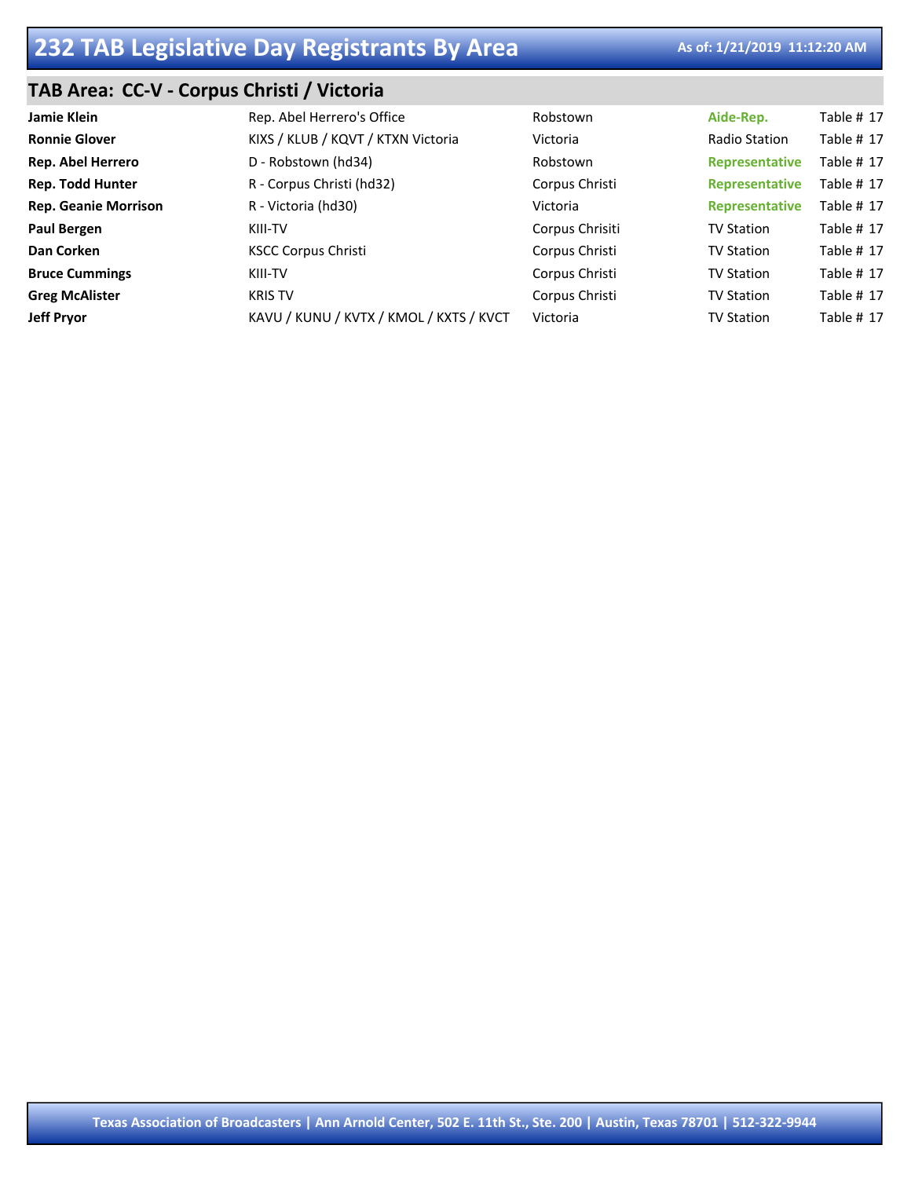# 232 TAB Legislative Day Registrants By Area

**As of: 1/21/2019 11:12:20 AM**

## TAB Area: CC-V - Corpus Christi / Victoria

| Name | Organization | City | Type | Table |
|---|---|---|---|---|
| **Jamie Klein** | Rep. Abel Herrero's Office | Robstown | **Aide-Rep.** | Table # 17 |
| **Ronnie Glover** | KIXS / KLUB / KQVT / KTXN Victoria | Victoria | Radio Station | Table # 17 |
| **Rep. Abel Herrero** | D - Robstown (hd34) | Robstown | **Representative** | Table # 17 |
| **Rep. Todd Hunter** | R - Corpus Christi (hd32) | Corpus Christi | **Representative** | Table # 17 |
| **Rep. Geanie Morrison** | R - Victoria (hd30) | Victoria | **Representative** | Table # 17 |
| **Paul Bergen** | KIII-TV | Corpus Chrisiti | TV Station | Table # 17 |
| **Dan Corken** | KSCC Corpus Christi | Corpus Christi | TV Station | Table # 17 |
| **Bruce Cummings** | KIII-TV | Corpus Christi | TV Station | Table # 17 |
| **Greg McAlister** | KRIS TV | Corpus Christi | TV Station | Table # 17 |
| **Jeff Pryor** | KAVU / KUNU / KVTX / KMOL / KXTS / KVCT | Victoria | TV Station | Table # 17 |

**Texas Association of Broadcasters | Ann Arnold Center, 502 E. 11th St., Ste. 200 | Austin, Texas 78701 | 512-322-9944**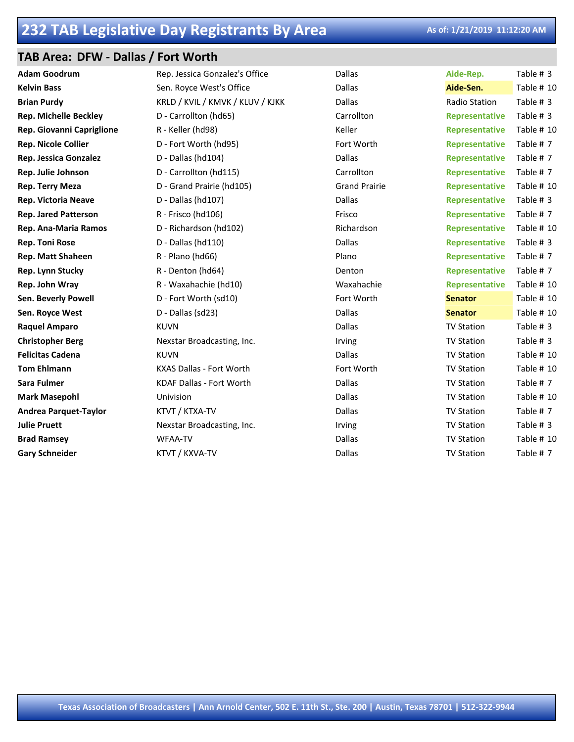# 232 TAB Legislative Day Registrants By Area

As of: 1/21/2019 11:12:20 AM

## TAB Area: DFW - Dallas / Fort Worth

| Name | Organization | City | Type | Table |
|---|---|---|---|---|
| **Adam Goodrum** | Rep. Jessica Gonzalez's Office | Dallas | **Aide-Rep.** | Table # 3 |
| **Kelvin Bass** | Sen. Royce West's Office | Dallas | **Aide-Sen.** | Table # 10 |
| **Brian Purdy** | KRLD / KVIL / KMVK / KLUV / KJKK | Dallas | Radio Station | Table # 3 |
| **Rep. Michelle Beckley** | D - Carrollton (hd65) | Carrollton | **Representative** | Table # 3 |
| **Rep. Giovanni Capriglione** | R - Keller (hd98) | Keller | **Representative** | Table # 10 |
| **Rep. Nicole Collier** | D - Fort Worth (hd95) | Fort Worth | **Representative** | Table # 7 |
| **Rep. Jessica Gonzalez** | D - Dallas (hd104) | Dallas | **Representative** | Table # 7 |
| **Rep. Julie Johnson** | D - Carrollton (hd115) | Carrollton | **Representative** | Table # 7 |
| **Rep. Terry Meza** | D - Grand Prairie (hd105) | Grand Prairie | **Representative** | Table # 10 |
| **Rep. Victoria Neave** | D - Dallas (hd107) | Dallas | **Representative** | Table # 3 |
| **Rep. Jared Patterson** | R - Frisco (hd106) | Frisco | **Representative** | Table # 7 |
| **Rep. Ana-Maria Ramos** | D - Richardson (hd102) | Richardson | **Representative** | Table # 10 |
| **Rep. Toni Rose** | D - Dallas (hd110) | Dallas | **Representative** | Table # 3 |
| **Rep. Matt Shaheen** | R - Plano (hd66) | Plano | **Representative** | Table # 7 |
| **Rep. Lynn Stucky** | R - Denton (hd64) | Denton | **Representative** | Table # 7 |
| **Rep. John Wray** | R - Waxahachie (hd10) | Waxahachie | **Representative** | Table # 10 |
| **Sen. Beverly Powell** | D - Fort Worth (sd10) | Fort Worth | **Senator** | Table # 10 |
| **Sen. Royce West** | D - Dallas (sd23) | Dallas | **Senator** | Table # 10 |
| **Raquel Amparo** | KUVN | Dallas | TV Station | Table # 3 |
| **Christopher Berg** | Nexstar Broadcasting, Inc. | Irving | TV Station | Table # 3 |
| **Felicitas Cadena** | KUVN | Dallas | TV Station | Table # 10 |
| **Tom Ehlmann** | KXAS Dallas - Fort Worth | Fort Worth | TV Station | Table # 10 |
| **Sara Fulmer** | KDAF Dallas - Fort Worth | Dallas | TV Station | Table # 7 |
| **Mark Masepohl** | Univision | Dallas | TV Station | Table # 10 |
| **Andrea Parquet-Taylor** | KTVT / KTXA-TV | Dallas | TV Station | Table # 7 |
| **Julie Pruett** | Nexstar Broadcasting, Inc. | Irving | TV Station | Table # 3 |
| **Brad Ramsey** | WFAA-TV | Dallas | TV Station | Table # 10 |
| **Gary Schneider** | KTVT / KXVA-TV | Dallas | TV Station | Table # 7 |

Texas Association of Broadcasters | Ann Arnold Center, 502 E. 11th St., Ste. 200 | Austin, Texas 78701 | 512-322-9944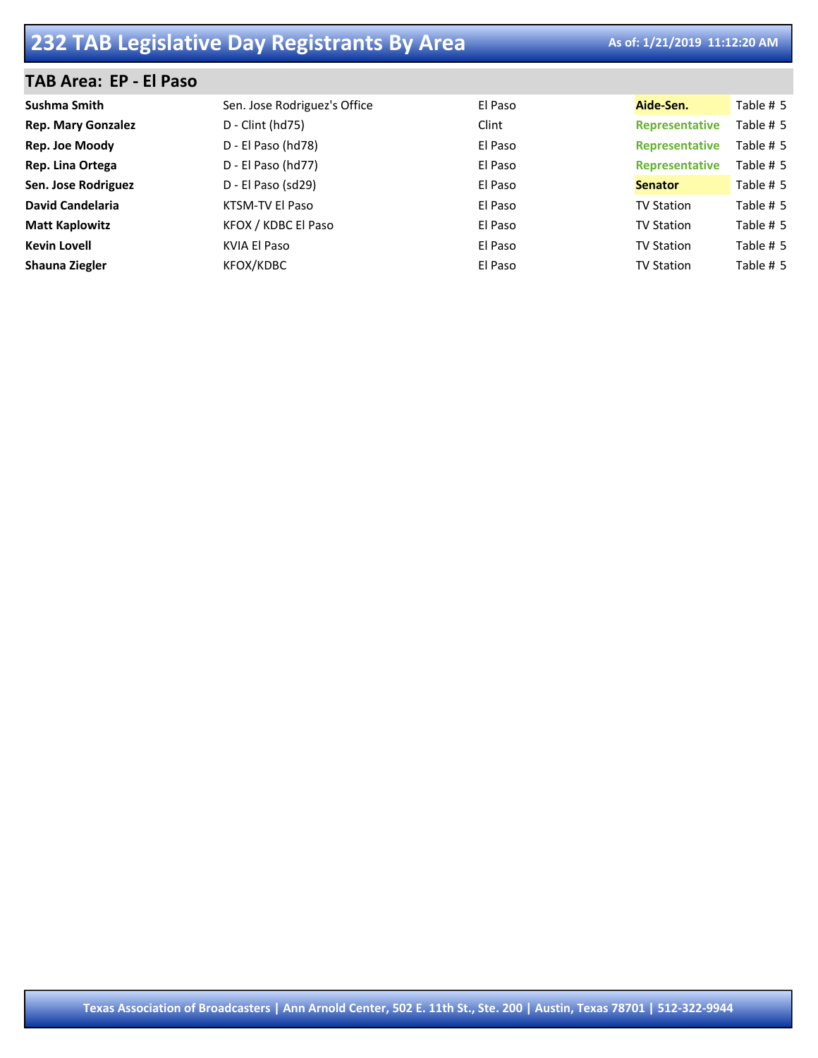# 232 TAB Legislative Day Registrants By Area

As of: 1/21/2019 11:12:20 AM

## TAB Area: EP - El Paso

| | | | | |
|---|---|---|---|---|
| **Sushma Smith** | Sen. Jose Rodriguez's Office | El Paso | **Aide-Sen.** | Table # 5 |
| **Rep. Mary Gonzalez** | D - Clint (hd75) | Clint | **Representative** | Table # 5 |
| **Rep. Joe Moody** | D - El Paso (hd78) | El Paso | **Representative** | Table # 5 |
| **Rep. Lina Ortega** | D - El Paso (hd77) | El Paso | **Representative** | Table # 5 |
| **Sen. Jose Rodriguez** | D - El Paso (sd29) | El Paso | **Senator** | Table # 5 |
| **David Candelaria** | KTSM-TV El Paso | El Paso | TV Station | Table # 5 |
| **Matt Kaplowitz** | KFOX / KDBC El Paso | El Paso | TV Station | Table # 5 |
| **Kevin Lovell** | KVIA El Paso | El Paso | TV Station | Table # 5 |
| **Shauna Ziegler** | KFOX/KDBC | El Paso | TV Station | Table # 5 |

Texas Association of Broadcasters | Ann Arnold Center, 502 E. 11th St., Ste. 200 | Austin, Texas 78701 | 512-322-9944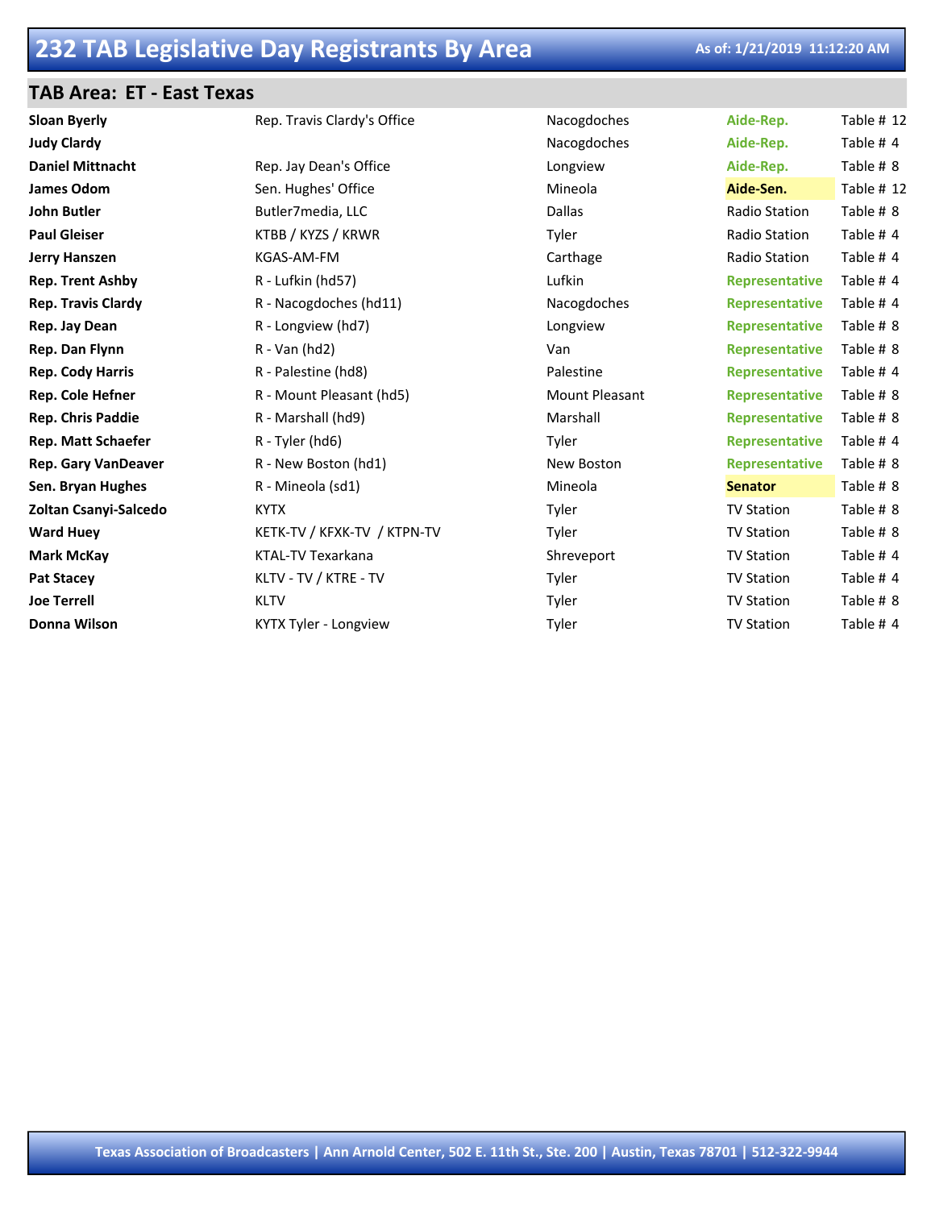# 232 TAB Legislative Day Registrants By Area

**As of: 1/21/2019 11:12:20 AM**

## TAB Area: ET - East Texas

| Name | Organization | City | Type | Table |
|---|---|---|---|---|
| **Sloan Byerly** | Rep. Travis Clardy's Office | Nacogdoches | **Aide-Rep.** | Table # 12 |
| **Judy Clardy** | | Nacogdoches | **Aide-Rep.** | Table # 4 |
| **Daniel Mittnacht** | Rep. Jay Dean's Office | Longview | **Aide-Rep.** | Table # 8 |
| **James Odom** | Sen. Hughes' Office | Mineola | **Aide-Sen.** | Table # 12 |
| **John Butler** | Butler7media, LLC | Dallas | Radio Station | Table # 8 |
| **Paul Gleiser** | KTBB / KYZS / KRWR | Tyler | Radio Station | Table # 4 |
| **Jerry Hanszen** | KGAS-AM-FM | Carthage | Radio Station | Table # 4 |
| **Rep. Trent Ashby** | R - Lufkin (hd57) | Lufkin | **Representative** | Table # 4 |
| **Rep. Travis Clardy** | R - Nacogdoches (hd11) | Nacogdoches | **Representative** | Table # 4 |
| **Rep. Jay Dean** | R - Longview (hd7) | Longview | **Representative** | Table # 8 |
| **Rep. Dan Flynn** | R - Van (hd2) | Van | **Representative** | Table # 8 |
| **Rep. Cody Harris** | R - Palestine (hd8) | Palestine | **Representative** | Table # 4 |
| **Rep. Cole Hefner** | R - Mount Pleasant (hd5) | Mount Pleasant | **Representative** | Table # 8 |
| **Rep. Chris Paddie** | R - Marshall (hd9) | Marshall | **Representative** | Table # 8 |
| **Rep. Matt Schaefer** | R - Tyler (hd6) | Tyler | **Representative** | Table # 4 |
| **Rep. Gary VanDeaver** | R - New Boston (hd1) | New Boston | **Representative** | Table # 8 |
| **Sen. Bryan Hughes** | R - Mineola (sd1) | Mineola | **Senator** | Table # 8 |
| **Zoltan Csanyi-Salcedo** | KYTX | Tyler | TV Station | Table # 8 |
| **Ward Huey** | KETK-TV / KFXK-TV / KTPN-TV | Tyler | TV Station | Table # 8 |
| **Mark McKay** | KTAL-TV Texarkana | Shreveport | TV Station | Table # 4 |
| **Pat Stacey** | KLTV - TV / KTRE - TV | Tyler | TV Station | Table # 4 |
| **Joe Terrell** | KLTV | Tyler | TV Station | Table # 8 |
| **Donna Wilson** | KYTX Tyler - Longview | Tyler | TV Station | Table # 4 |

Texas Association of Broadcasters | Ann Arnold Center, 502 E. 11th St., Ste. 200 | Austin, Texas 78701 | 512-322-9944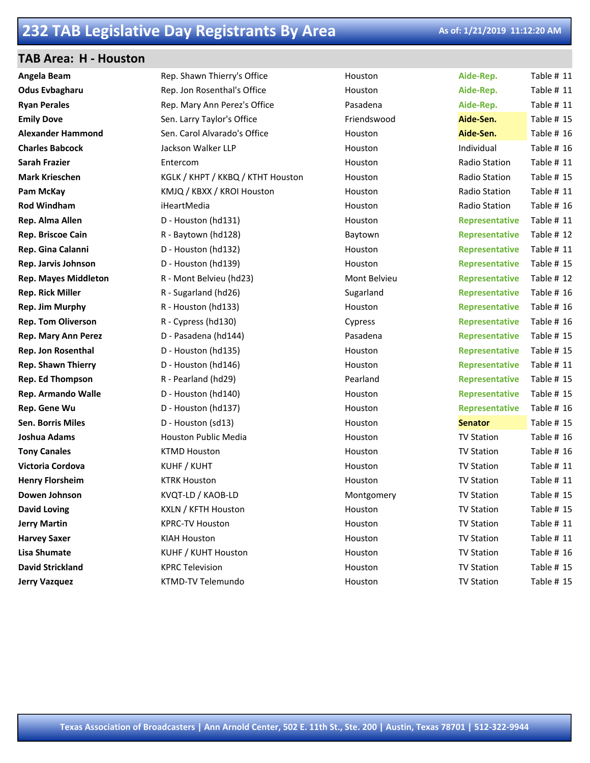# 232 TAB Legislative Day Registrants By Area

As of: 1/21/2019 11:12:20 AM

## TAB Area: H - Houston

| Name | Organization | City | Type | Table |
|---|---|---|---|---|
| **Angela Beam** | Rep. Shawn Thierry's Office | Houston | **Aide-Rep.** | Table # 11 |
| **Odus Evbagharu** | Rep. Jon Rosenthal's Office | Houston | **Aide-Rep.** | Table # 11 |
| **Ryan Perales** | Rep. Mary Ann Perez's Office | Pasadena | **Aide-Rep.** | Table # 11 |
| **Emily Dove** | Sen. Larry Taylor's Office | Friendswood | **Aide-Sen.** | Table # 15 |
| **Alexander Hammond** | Sen. Carol Alvarado's Office | Houston | **Aide-Sen.** | Table # 16 |
| **Charles Babcock** | Jackson Walker LLP | Houston | Individual | Table # 16 |
| **Sarah Frazier** | Entercom | Houston | Radio Station | Table # 11 |
| **Mark Krieschen** | KGLK / KHPT / KKBQ / KTHT Houston | Houston | Radio Station | Table # 15 |
| **Pam McKay** | KMJQ / KBXX / KROI Houston | Houston | Radio Station | Table # 11 |
| **Rod Windham** | iHeartMedia | Houston | Radio Station | Table # 16 |
| **Rep. Alma Allen** | D - Houston (hd131) | Houston | **Representative** | Table # 11 |
| **Rep. Briscoe Cain** | R - Baytown (hd128) | Baytown | **Representative** | Table # 12 |
| **Rep. Gina Calanni** | D - Houston (hd132) | Houston | **Representative** | Table # 11 |
| **Rep. Jarvis Johnson** | D - Houston (hd139) | Houston | **Representative** | Table # 15 |
| **Rep. Mayes Middleton** | R - Mont Belvieu (hd23) | Mont Belvieu | **Representative** | Table # 12 |
| **Rep. Rick Miller** | R - Sugarland (hd26) | Sugarland | **Representative** | Table # 16 |
| **Rep. Jim Murphy** | R - Houston (hd133) | Houston | **Representative** | Table # 16 |
| **Rep. Tom Oliverson** | R - Cypress (hd130) | Cypress | **Representative** | Table # 16 |
| **Rep. Mary Ann Perez** | D - Pasadena (hd144) | Pasadena | **Representative** | Table # 15 |
| **Rep. Jon Rosenthal** | D - Houston (hd135) | Houston | **Representative** | Table # 15 |
| **Rep. Shawn Thierry** | D - Houston (hd146) | Houston | **Representative** | Table # 11 |
| **Rep. Ed Thompson** | R - Pearland (hd29) | Pearland | **Representative** | Table # 15 |
| **Rep. Armando Walle** | D - Houston (hd140) | Houston | **Representative** | Table # 15 |
| **Rep. Gene Wu** | D - Houston (hd137) | Houston | **Representative** | Table # 16 |
| **Sen. Borris Miles** | D - Houston (sd13) | Houston | **Senator** | Table # 15 |
| **Joshua Adams** | Houston Public Media | Houston | TV Station | Table # 16 |
| **Tony Canales** | KTMD Houston | Houston | TV Station | Table # 16 |
| **Victoria Cordova** | KUHF / KUHT | Houston | TV Station | Table # 11 |
| **Henry Florsheim** | KTRK Houston | Houston | TV Station | Table # 11 |
| **Dowen Johnson** | KVQT-LD / KAOB-LD | Montgomery | TV Station | Table # 15 |
| **David Loving** | KXLN / KFTH Houston | Houston | TV Station | Table # 15 |
| **Jerry Martin** | KPRC-TV Houston | Houston | TV Station | Table # 11 |
| **Harvey Saxer** | KIAH Houston | Houston | TV Station | Table # 11 |
| **Lisa Shumate** | KUHF / KUHT Houston | Houston | TV Station | Table # 16 |
| **David Strickland** | KPRC Television | Houston | TV Station | Table # 15 |
| **Jerry Vazquez** | KTMD-TV Telemundo | Houston | TV Station | Table # 15 |

Texas Association of Broadcasters | Ann Arnold Center, 502 E. 11th St., Ste. 200 | Austin, Texas 78701 | 512-322-9944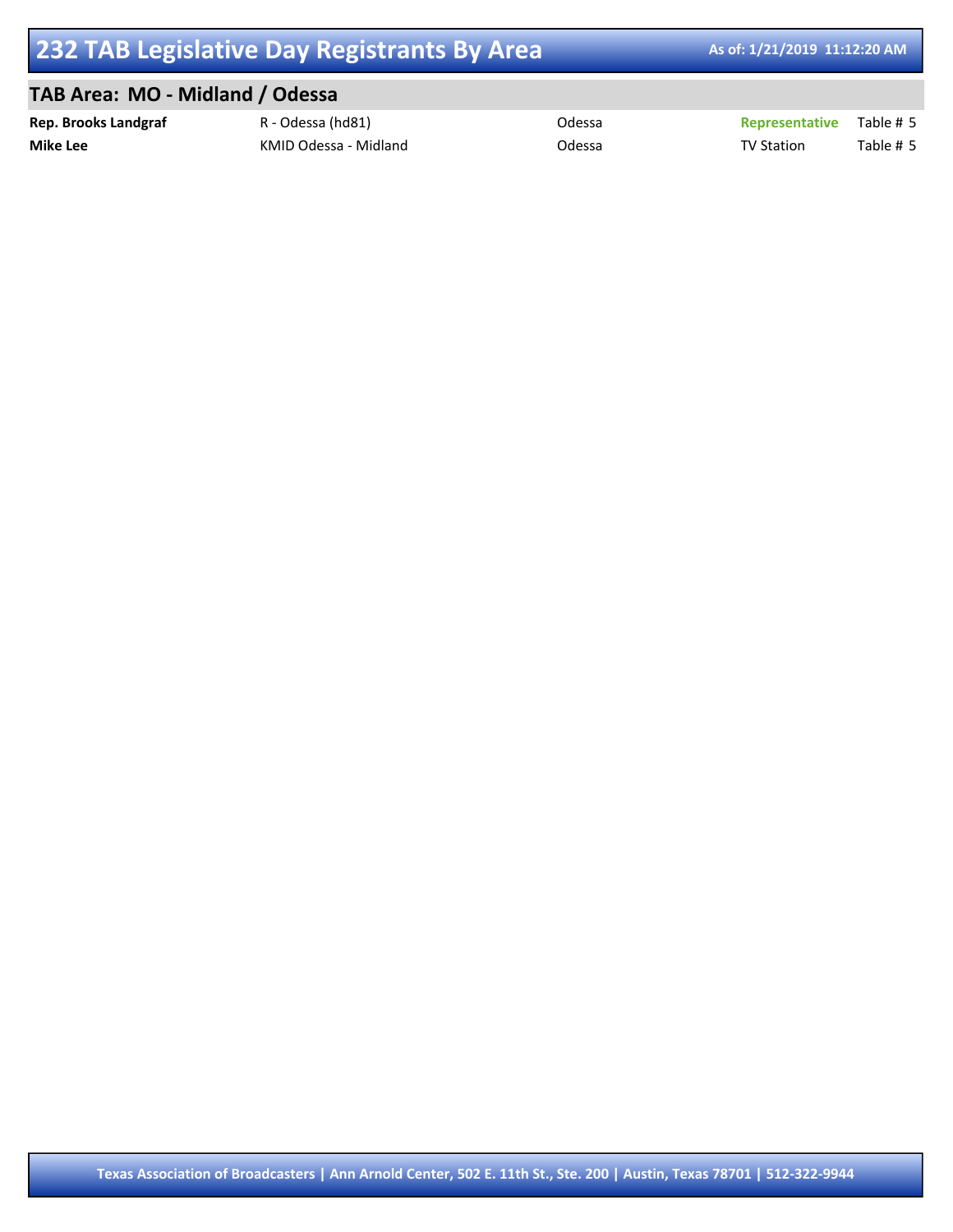# 232 TAB Legislative Day Registrants By Area

As of: 1/21/2019 11:12:20 AM

## TAB Area: MO - Midland / Odessa

| | | | | |
|---|---|---|---|---|
| **Rep. Brooks Landgraf** | R - Odessa (hd81) | Odessa | **Representative** | Table # 5 |
| **Mike Lee** | KMID Odessa - Midland | Odessa | TV Station | Table # 5 |

**Texas Association of Broadcasters | Ann Arnold Center, 502 E. 11th St., Ste. 200 | Austin, Texas 78701 | 512-322-9944**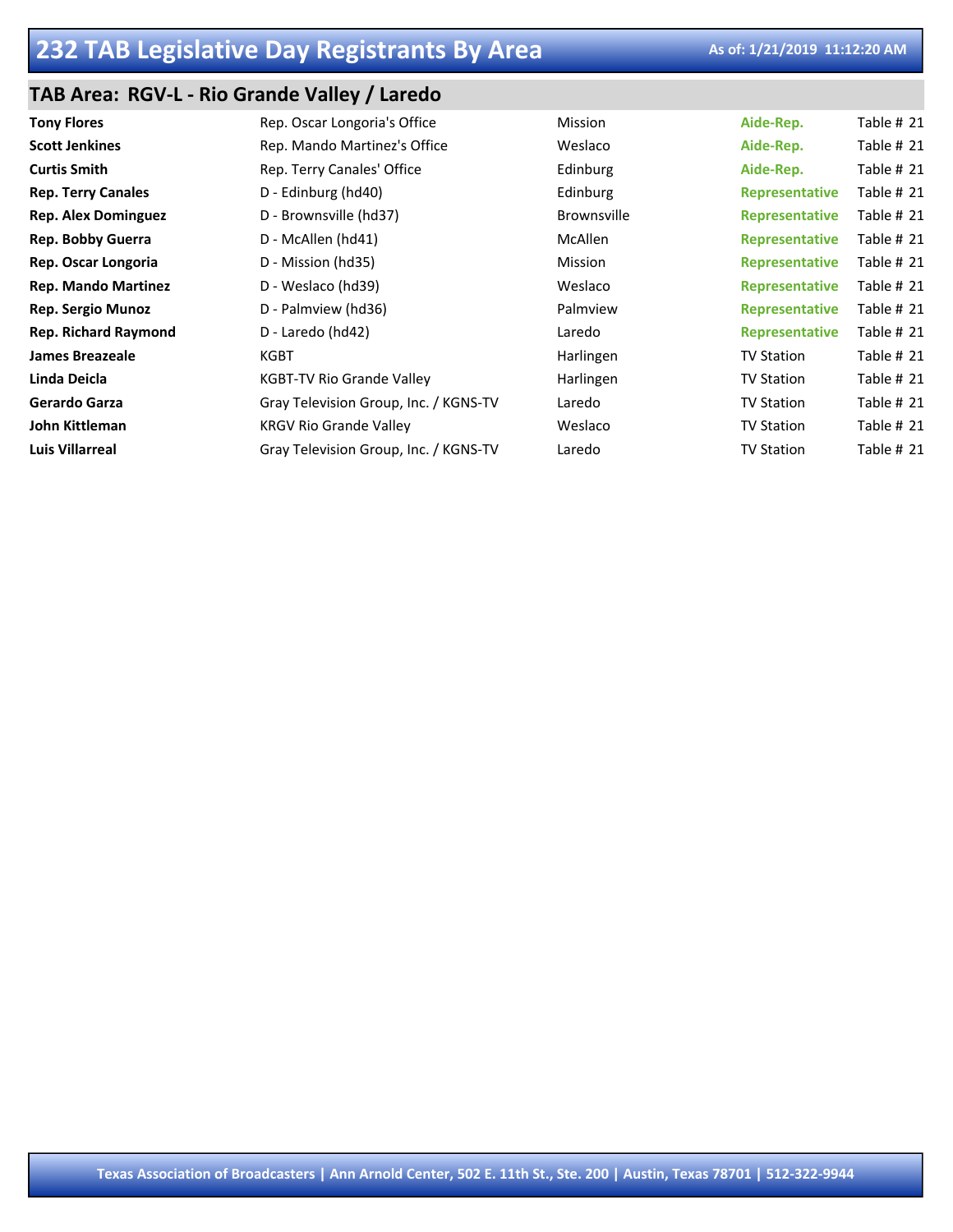# 232 TAB Legislative Day Registrants By Area

As of: 1/21/2019 11:12:20 AM

## TAB Area: RGV-L - Rio Grande Valley / Laredo

| | | | | |
|---|---|---|---|---|
| **Tony Flores** | Rep. Oscar Longoria's Office | Mission | **Aide-Rep.** | Table # 21 |
| **Scott Jenkines** | Rep. Mando Martinez's Office | Weslaco | **Aide-Rep.** | Table # 21 |
| **Curtis Smith** | Rep. Terry Canales' Office | Edinburg | **Aide-Rep.** | Table # 21 |
| **Rep. Terry Canales** | D - Edinburg (hd40) | Edinburg | **Representative** | Table # 21 |
| **Rep. Alex Dominguez** | D - Brownsville (hd37) | Brownsville | **Representative** | Table # 21 |
| **Rep. Bobby Guerra** | D - McAllen (hd41) | McAllen | **Representative** | Table # 21 |
| **Rep. Oscar Longoria** | D - Mission (hd35) | Mission | **Representative** | Table # 21 |
| **Rep. Mando Martinez** | D - Weslaco (hd39) | Weslaco | **Representative** | Table # 21 |
| **Rep. Sergio Munoz** | D - Palmview (hd36) | Palmview | **Representative** | Table # 21 |
| **Rep. Richard Raymond** | D - Laredo (hd42) | Laredo | **Representative** | Table # 21 |
| **James Breazeale** | KGBT | Harlingen | TV Station | Table # 21 |
| **Linda Deicla** | KGBT-TV Rio Grande Valley | Harlingen | TV Station | Table # 21 |
| **Gerardo Garza** | Gray Television Group, Inc. / KGNS-TV | Laredo | TV Station | Table # 21 |
| **John Kittleman** | KRGV Rio Grande Valley | Weslaco | TV Station | Table # 21 |
| **Luis Villarreal** | Gray Television Group, Inc. / KGNS-TV | Laredo | TV Station | Table # 21 |

Texas Association of Broadcasters | Ann Arnold Center, 502 E. 11th St., Ste. 200 | Austin, Texas 78701 | 512-322-9944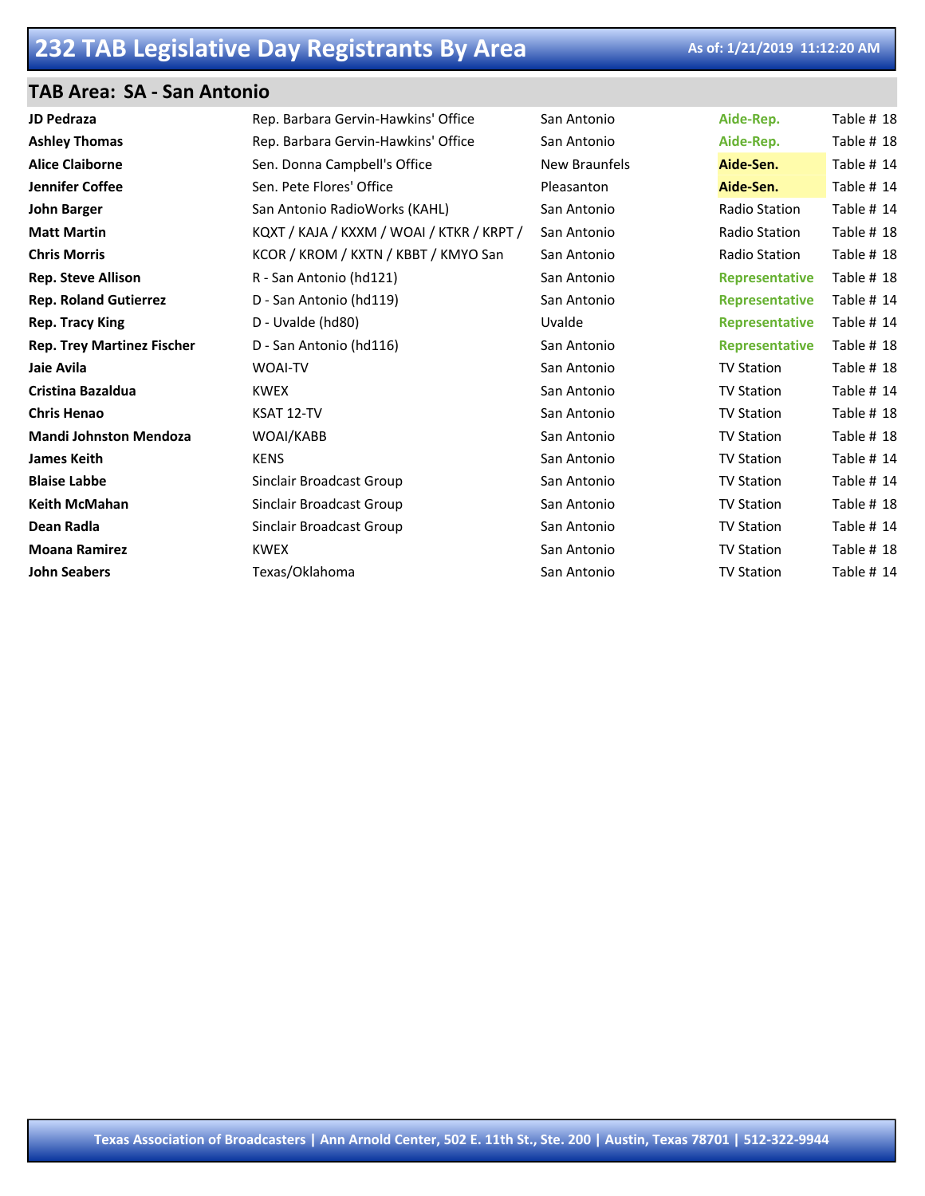# 232 TAB Legislative Day Registrants By Area

As of: 1/21/2019 11:12:20 AM

## TAB Area: SA - San Antonio

| | | | | |
|---|---|---|---|---|
| **JD Pedraza** | Rep. Barbara Gervin-Hawkins' Office | San Antonio | **Aide-Rep.** | Table # 18 |
| **Ashley Thomas** | Rep. Barbara Gervin-Hawkins' Office | San Antonio | **Aide-Rep.** | Table # 18 |
| **Alice Claiborne** | Sen. Donna Campbell's Office | New Braunfels | **Aide-Sen.** | Table # 14 |
| **Jennifer Coffee** | Sen. Pete Flores' Office | Pleasanton | **Aide-Sen.** | Table # 14 |
| **John Barger** | San Antonio RadioWorks (KAHL) | San Antonio | Radio Station | Table # 14 |
| **Matt Martin** | KQXT / KAJA / KXXM / WOAI / KTKR / KRPT / | San Antonio | Radio Station | Table # 18 |
| **Chris Morris** | KCOR / KROM / KXTN / KBBT / KMYO San | San Antonio | Radio Station | Table # 18 |
| **Rep. Steve Allison** | R - San Antonio (hd121) | San Antonio | **Representative** | Table # 18 |
| **Rep. Roland Gutierrez** | D - San Antonio (hd119) | San Antonio | **Representative** | Table # 14 |
| **Rep. Tracy King** | D - Uvalde (hd80) | Uvalde | **Representative** | Table # 14 |
| **Rep. Trey Martinez Fischer** | D - San Antonio (hd116) | San Antonio | **Representative** | Table # 18 |
| **Jaie Avila** | WOAI-TV | San Antonio | TV Station | Table # 18 |
| **Cristina Bazaldua** | KWEX | San Antonio | TV Station | Table # 14 |
| **Chris Henao** | KSAT 12-TV | San Antonio | TV Station | Table # 18 |
| **Mandi Johnston Mendoza** | WOAI/KABB | San Antonio | TV Station | Table # 18 |
| **James Keith** | KENS | San Antonio | TV Station | Table # 14 |
| **Blaise Labbe** | Sinclair Broadcast Group | San Antonio | TV Station | Table # 14 |
| **Keith McMahan** | Sinclair Broadcast Group | San Antonio | TV Station | Table # 18 |
| **Dean Radla** | Sinclair Broadcast Group | San Antonio | TV Station | Table # 14 |
| **Moana Ramirez** | KWEX | San Antonio | TV Station | Table # 18 |
| **John Seabers** | Texas/Oklahoma | San Antonio | TV Station | Table # 14 |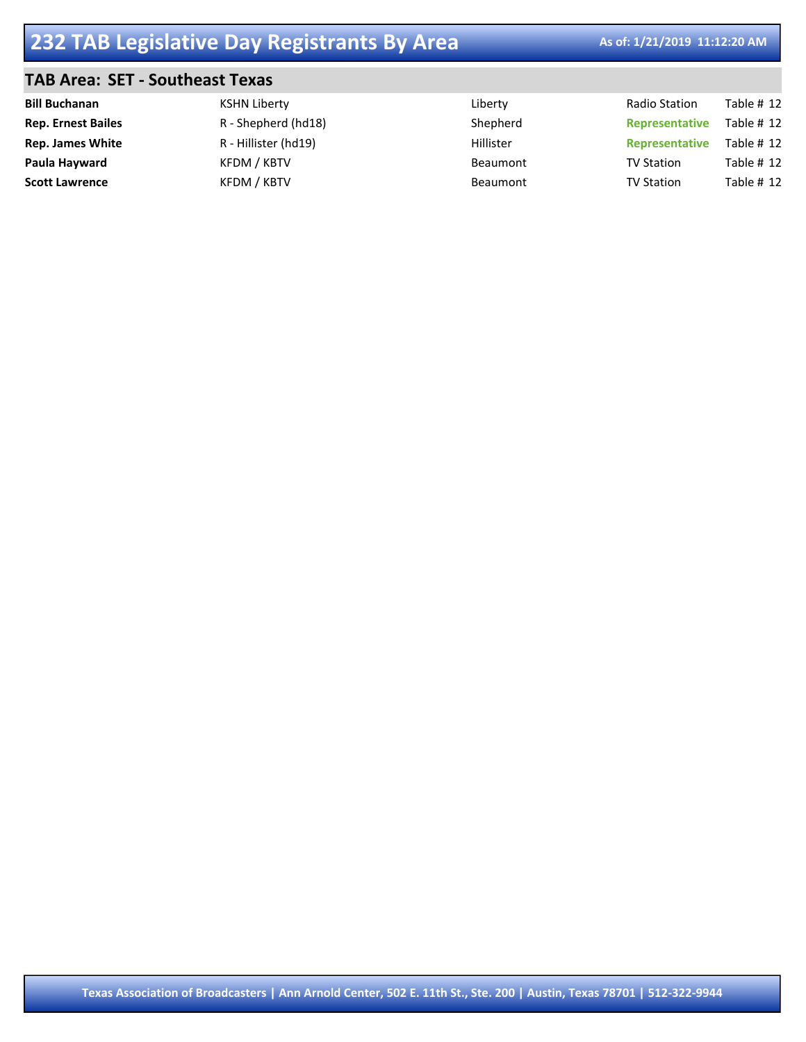# 232 TAB Legislative Day Registrants By Area

As of: 1/21/2019 11:12:20 AM

## TAB Area: SET - Southeast Texas

| | | | | |
|---|---|---|---|---|
| **Bill Buchanan** | KSHN Liberty | Liberty | Radio Station | Table # 12 |
| **Rep. Ernest Bailes** | R - Shepherd (hd18) | Shepherd | **Representative** | Table # 12 |
| **Rep. James White** | R - Hillister (hd19) | Hillister | **Representative** | Table # 12 |
| **Paula Hayward** | KFDM / KBTV | Beaumont | TV Station | Table # 12 |
| **Scott Lawrence** | KFDM / KBTV | Beaumont | TV Station | Table # 12 |

**Texas Association of Broadcasters | Ann Arnold Center, 502 E. 11th St., Ste. 200 | Austin, Texas 78701 | 512-322-9944**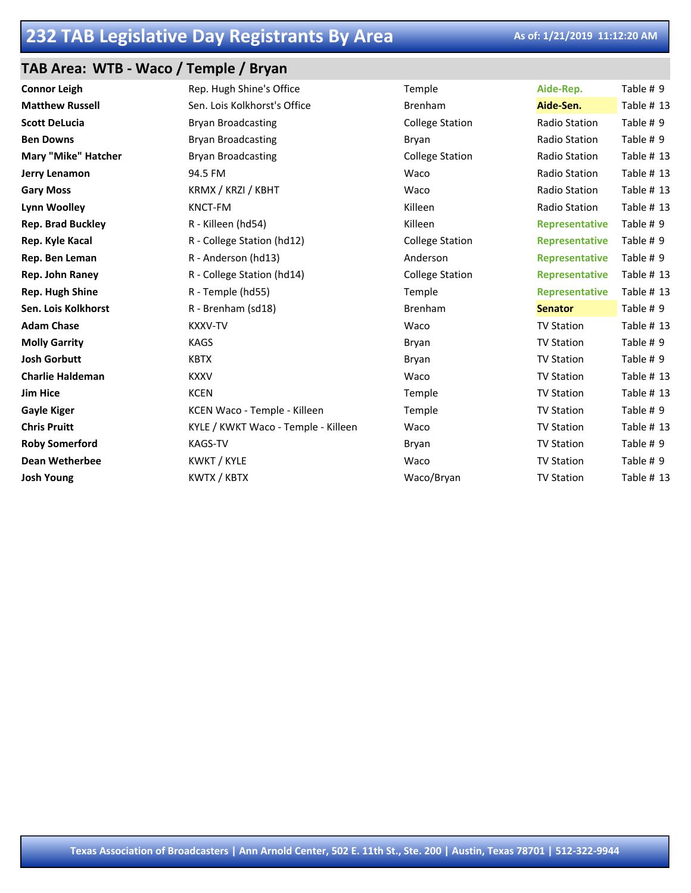# 232 TAB Legislative Day Registrants By Area

As of: 1/21/2019 11:12:20 AM

## TAB Area: WTB - Waco / Temple / Bryan

| | | | | |
|---|---|---|---|---|
| **Connor Leigh** | Rep. Hugh Shine's Office | Temple | **Aide-Rep.** | Table # 9 |
| **Matthew Russell** | Sen. Lois Kolkhorst's Office | Brenham | **Aide-Sen.** | Table # 13 |
| **Scott DeLucia** | Bryan Broadcasting | College Station | Radio Station | Table # 9 |
| **Ben Downs** | Bryan Broadcasting | Bryan | Radio Station | Table # 9 |
| **Mary "Mike" Hatcher** | Bryan Broadcasting | College Station | Radio Station | Table # 13 |
| **Jerry Lenamon** | 94.5 FM | Waco | Radio Station | Table # 13 |
| **Gary Moss** | KRMX / KRZI / KBHT | Waco | Radio Station | Table # 13 |
| **Lynn Woolley** | KNCT-FM | Killeen | Radio Station | Table # 13 |
| **Rep. Brad Buckley** | R - Killeen (hd54) | Killeen | **Representative** | Table # 9 |
| **Rep. Kyle Kacal** | R - College Station (hd12) | College Station | **Representative** | Table # 9 |
| **Rep. Ben Leman** | R - Anderson (hd13) | Anderson | **Representative** | Table # 9 |
| **Rep. John Raney** | R - College Station (hd14) | College Station | **Representative** | Table # 13 |
| **Rep. Hugh Shine** | R - Temple (hd55) | Temple | **Representative** | Table # 13 |
| **Sen. Lois Kolkhorst** | R - Brenham (sd18) | Brenham | **Senator** | Table # 9 |
| **Adam Chase** | KXXV-TV | Waco | TV Station | Table # 13 |
| **Molly Garrity** | KAGS | Bryan | TV Station | Table # 9 |
| **Josh Gorbutt** | KBTX | Bryan | TV Station | Table # 9 |
| **Charlie Haldeman** | KXXV | Waco | TV Station | Table # 13 |
| **Jim Hice** | KCEN | Temple | TV Station | Table # 13 |
| **Gayle Kiger** | KCEN Waco - Temple - Killeen | Temple | TV Station | Table # 9 |
| **Chris Pruitt** | KYLE / KWKT Waco - Temple - Killeen | Waco | TV Station | Table # 13 |
| **Roby Somerford** | KAGS-TV | Bryan | TV Station | Table # 9 |
| **Dean Wetherbee** | KWKT / KYLE | Waco | TV Station | Table # 9 |
| **Josh Young** | KWTX / KBTX | Waco/Bryan | TV Station | Table # 13 |

Texas Association of Broadcasters | Ann Arnold Center, 502 E. 11th St., Ste. 200 | Austin, Texas 78701 | 512-322-9944